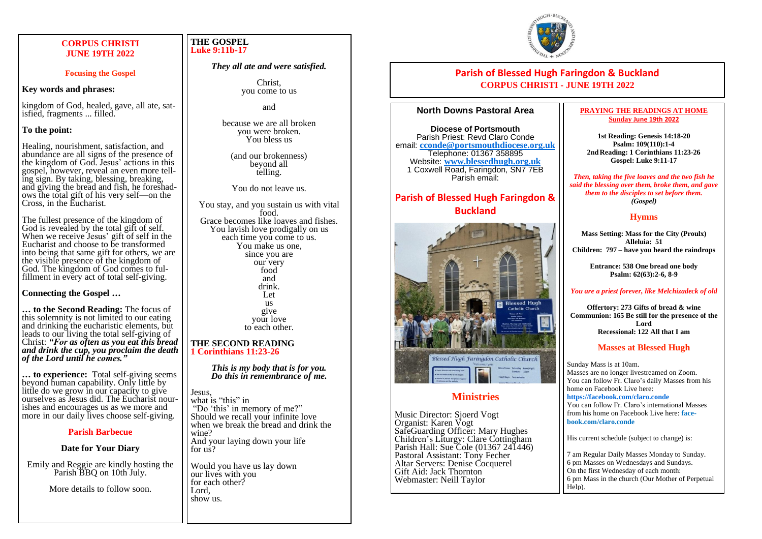# CORPUS CHRISTI
## JUNE 19TH 2022

### Focusing the Gospel

**Key words and phrases:**

kingdom of God, healed, gave, all ate, satisfied, fragments ... filled.

**To the point:**

Healing, nourishment, satisfaction, and abundance are all signs of the presence of the kingdom of God. Jesus' actions in this gospel, however, reveal an even more telling sign. By taking, blessing, breaking, and giving the bread and fish, he foreshadows the total gift of his very self—on the Cross, in the Eucharist.

The fullest presence of the kingdom of God is revealed by the total gift of self. When we receive Jesus' gift of self in the Eucharist and choose to be transformed into being that same gift for others, we are the visible presence of the kingdom of God. The kingdom of God comes to fulfillment in every act of total self-giving.

**Connecting the Gospel …**

**… to the Second Reading:** The focus of this solemnity is not limited to our eating and drinking the eucharistic elements, but leads to our living the total self-giving of Christ: ***"For as often as you eat this bread and drink the cup, you proclaim the death of the Lord until he comes."***

**… to experience:** Total self-giving seems beyond human capability. Only little by little do we grow in our capacity to give ourselves as Jesus did. The Eucharist nourishes and encourages us as we more and more in our daily lives choose self-giving.

### Parish Barbecue

**Date for Your Diary**

Emily and Reggie are kindly hosting the Parish BBQ on 10th July.

More details to follow soon.

## THE GOSPEL
**Luke 9:11b-17**

***They all ate and were satisfied.***

Christ,
you come to us

and

because we are all broken
you were broken.
You bless us

(and our brokenness)
beyond all
telling.

You do not leave us.

You stay, and you sustain us with vital food.
Grace becomes like loaves and fishes.
You lavish love prodigally on us
each time you come to us.
You make us one,
since you are
our very
food
and
drink.
Let
us
give
your love
to each other.

## THE SECOND READING
**1 Corinthians 11:23-26**

***This is my body that is for you.***
***Do this in remembrance of me.***

Jesus,
what is "this" in
"Do 'this' in memory of me?"
Should we recall your infinite love
when we break the bread and drink the wine?
And your laying down your life
for us?

Would you have us lay down
our lives with you
for each other?
Lord,
show us.

# Parish of Blessed Hugh Faringdon & Buckland
## CORPUS CHRISTI - JUNE 19TH 2022

### North Downs Pastoral Area

**Diocese of Portsmouth**
Parish Priest: Revd Claro Conde
email: **cconde@portsmouthdiocese.org.uk**
Telephone: 01367 358895
Website: **www.blessedhugh.org.uk**
1 Coxwell Road, Faringdon, SN7 7EB
Parish email:

### Parish of Blessed Hugh Faringdon & Buckland

### Ministries

Music Director: Sjoerd Vogt
Organist: Karen Vogt
SafeGuarding Officer: Mary Hughes
Children's Liturgy: Clare Cottingham
Parish Hall: Sue Cole (01367 241446)
Pastoral Assistant: Tony Fecher
Altar Servers: Denise Cocquerel
Gift Aid: Jack Thornton
Webmaster: Neill Taylor

### PRAYING THE READINGS AT HOME
**Sunday June 19th 2022**

**1st Reading: Genesis 14:18-20**
**Psalm: 109(110):1-4**
**2nd Reading: 1 Corinthians 11:23-26**
**Gospel: Luke 9:11-17**

***Then, taking the five loaves and the two fish he said the blessing over them, broke them, and gave them to the disciples to set before them.***
***(Gospel)***

### Hymns

**Mass Setting: Mass for the City (Proulx)**
**Alleluia: 51**
**Children: 797 – have you heard the raindrops**

**Entrance: 538 One bread one body**
**Psalm: 62(63):2-6, 8-9**

***You are a priest forever, like Melchizadeck of old***

**Offertory: 273 Gifts of bread & wine**
**Communion: 165 Be still for the presence of the Lord**
**Recessional: 122 All that I am**

### Masses at Blessed Hugh

Sunday Mass is at 10am.
Masses are no longer livestreamed on Zoom.
You can follow Fr. Claro's daily Masses from his home on Facebook Live here:
**https://facebook.com/claro.conde**
You can follow Fr. Claro's international Masses from his home on Facebook Live here: **facebook.com/claro.conde**

His current schedule (subject to change) is:

7 am Regular Daily Masses Monday to Sunday.
6 pm Masses on Wednesdays and Sundays.
On the first Wednesday of each month:
6 pm Mass in the church (Our Mother of Perpetual Help).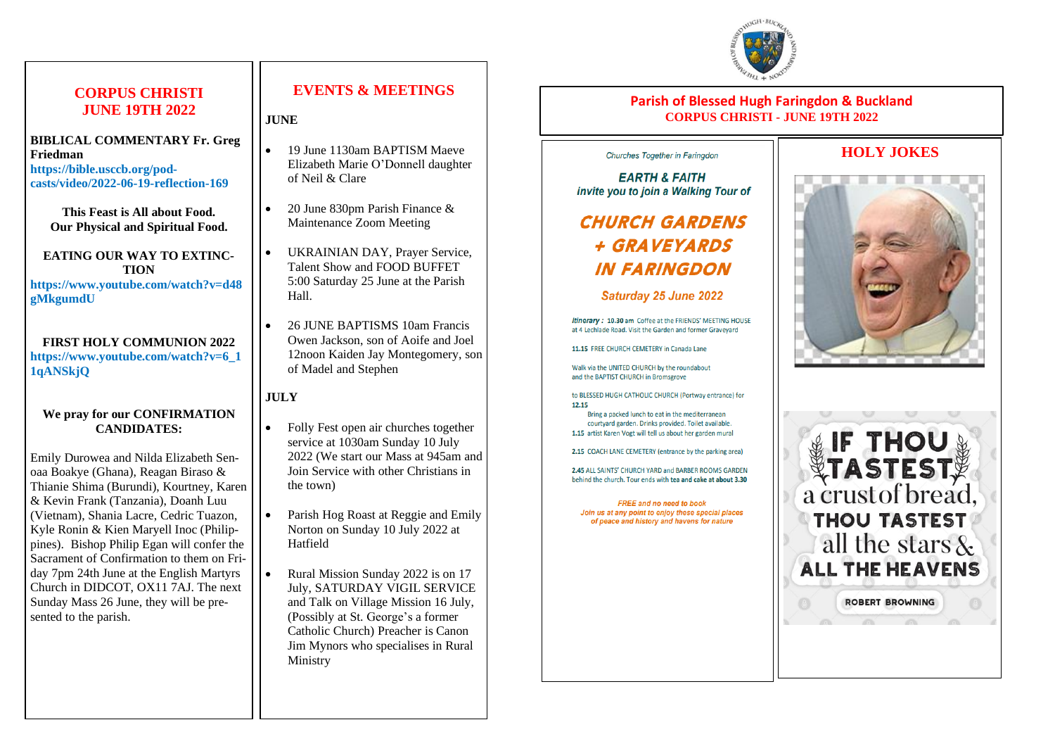## CORPUS CHRISTI JUNE 19TH 2022

**BIBLICAL COMMENTARY Fr. Greg Friedman**
**https://bible.usccb.org/pod-casts/video/2022-06-19-reflection-169**

**This Feast is All about Food.**
**Our Physical and Spiritual Food.**

**EATING OUR WAY TO EXTINCTION**
**https://www.youtube.com/watch?v=d48gMkgumdU**

**FIRST HOLY COMMUNION 2022**
**https://www.youtube.com/watch?v=6_11qANSkjQ**

**We pray for our CONFIRMATION CANDIDATES:**

Emily Durowea and Nilda Elizabeth Senoaa Boakye (Ghana), Reagan Biraso & Thianie Shima (Burundi), Kourtney, Karen & Kevin Frank (Tanzania), Doanh Luu (Vietnam), Shania Lacre, Cedric Tuazon, Kyle Ronin & Kien Maryell Inoc (Philippines). Bishop Philip Egan will confer the Sacrament of Confirmation to them on Friday 7pm 24th June at the English Martyrs Church in DIDCOT, OX11 7AJ. The next Sunday Mass 26 June, they will be presented to the parish.

## EVENTS & MEETINGS

**JUNE**

- 19 June 1130am BAPTISM Maeve Elizabeth Marie O'Donnell daughter of Neil & Clare
- 20 June 830pm Parish Finance & Maintenance Zoom Meeting
- UKRAINIAN DAY, Prayer Service, Talent Show and FOOD BUFFET 5:00 Saturday 25 June at the Parish Hall.
- 26 JUNE BAPTISMS 10am Francis Owen Jackson, son of Aoife and Joel 12noon Kaiden Jay Montegomery, son of Madel and Stephen

**JULY**

- Folly Fest open air churches together service at 1030am Sunday 10 July 2022 (We start our Mass at 945am and Join Service with other Christians in the town)
- Parish Hog Roast at Reggie and Emily Norton on Sunday 10 July 2022 at Hatfield
- Rural Mission Sunday 2022 is on 17 July, SATURDAY VIGIL SERVICE and Talk on Village Mission 16 July, (Possibly at St. George's a former Catholic Church) Preacher is Canon Jim Mynors who specialises in Rural Ministry

## Parish of Blessed Hugh Faringdon & Buckland
**CORPUS CHRISTI - JUNE 19TH 2022**

*Churches Together in Faringdon*

***EARTH & FAITH***
***invite you to join a Walking Tour of***

### *CHURCH GARDENS + GRAVEYARDS IN FARINGDON*

***Saturday 25 June 2022***

***Itinerary :*** **10.30 am** Coffee at the FRIENDS' MEETING HOUSE at 4 Lechlade Road. Visit the Garden and former Graveyard

**11.15** FREE CHURCH CEMETERY in Canada Lane

Walk via the UNITED CHURCH by the roundabout and the BAPTIST CHURCH in Bromsgrove

to BLESSED HUGH CATHOLIC CHURCH (Portway entrance) for **12.15**
Bring a packed lunch to eat in the mediterranean courtyard garden. Drinks provided. Toilet available.

**1.15** artist Karen Vogt will tell us about her garden mural

**2.15** COACH LANE CEMETERY (entrance by the parking area)

**2.45** ALL SAINTS' CHURCH YARD and BARBER ROOMS GARDEN behind the church. Tour ends with **tea and cake at about 3.30**

*FREE and no need to book*
*Join us at any point to enjoy these special places of peace and history and havens for nature*

## HOLY JOKES

IF THOU TASTEST a crust of bread, THOU TASTEST all the stars & ALL THE HEAVENS

ROBERT BROWNING